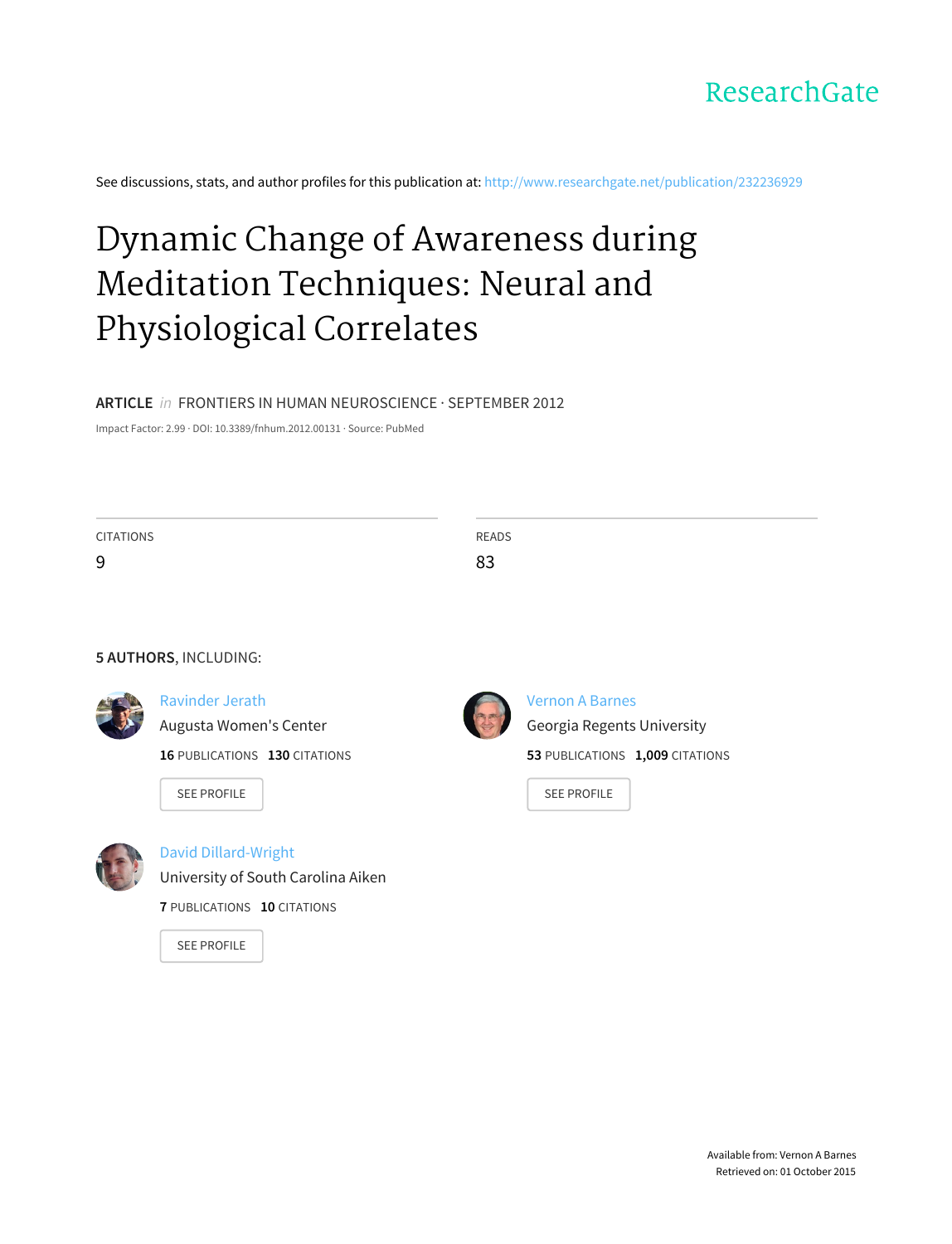ResearchGate

See discussions, stats, and author profiles for this publication at: http://www.researchgate.net/publication/232236929

# Dynamic Change of Awareness during Meditation Techniques: Neural and Physiological Correlates

**ARTICLE** *in* FRONTIERS IN HUMAN NEUROSCIENCE · SEPTEMBER 2012

Impact Factor: 2.99 · DOI: 10.3389/fnhum.2012.00131 · Source: PubMed

| CITATIONS | READS |
| --- | --- |
| 9 | 83 |

**5 AUTHORS**, INCLUDING:

**Ravinder Jerath**
Augusta Women's Center
**16** PUBLICATIONS **130** CITATIONS

SEE PROFILE

**Vernon A Barnes**
Georgia Regents University
**53** PUBLICATIONS **1,009** CITATIONS

SEE PROFILE

**David Dillard-Wright**
University of South Carolina Aiken
**7** PUBLICATIONS **10** CITATIONS

SEE PROFILE

Available from: Vernon A Barnes
Retrieved on: 01 October 2015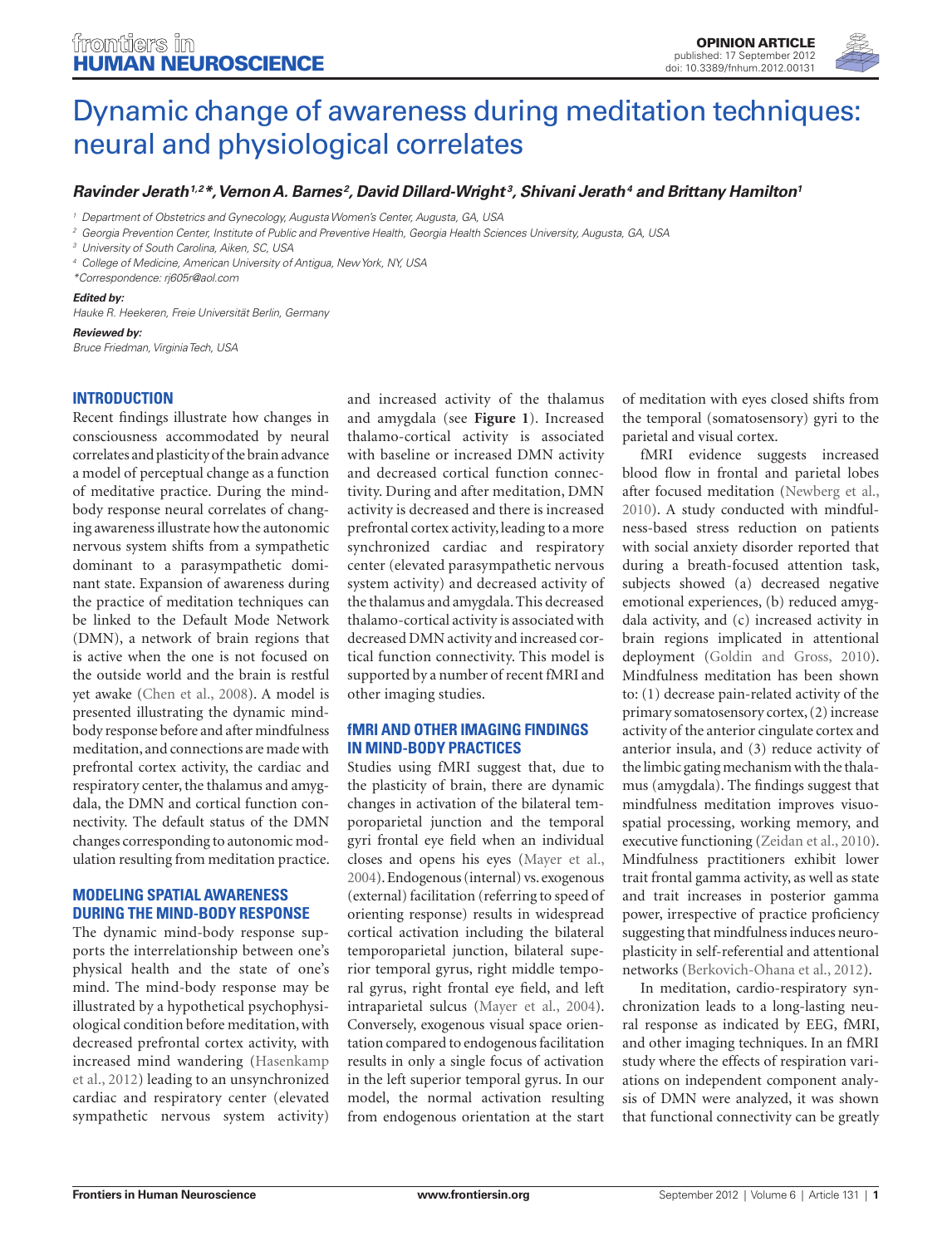# Dynamic change of awareness during meditation techniques: neural and physiological correlates

***Ravinder Jerath[1,2]\*, Vernon A. Barnes[2], David Dillard-Wright[3], Shivani Jerath[4] and Brittany Hamilton[1]***

[1] Department of Obstetrics and Gynecology, Augusta Women's Center, Augusta, GA, USA

[2] Georgia Prevention Center, Institute of Public and Preventive Health, Georgia Health Sciences University, Augusta, GA, USA

[3] University of South Carolina, Aiken, SC, USA

[4] College of Medicine, American University of Antigua, New York, NY, USA

*Correspondence: rj605r@aol.com

***Edited by:***

*Hauke R. Heekeren, Freie Universität Berlin, Germany*

***Reviewed by:***

*Bruce Friedman, Virginia Tech, USA*

## INTRODUCTION

Recent findings illustrate how changes in consciousness accommodated by neural correlates and plasticity of the brain advance a model of perceptual change as a function of meditative practice. During the mind-body response neural correlates of changing awareness illustrate how the autonomic nervous system shifts from a sympathetic dominant to a parasympathetic dominant state. Expansion of awareness during the practice of meditation techniques can be linked to the Default Mode Network (DMN), a network of brain regions that is active when the one is not focused on the outside world and the brain is restful yet awake (Chen et al., 2008). A model is presented illustrating the dynamic mind-body response before and after mindfulness meditation, and connections are made with prefrontal cortex activity, the cardiac and respiratory center, the thalamus and amygdala, the DMN and cortical function connectivity. The default status of the DMN changes corresponding to autonomic modulation resulting from meditation practice.

## MODELING SPATIAL AWARENESS DURING THE MIND-BODY RESPONSE

The dynamic mind-body response supports the interrelationship between one's physical health and the state of one's mind. The mind-body response may be illustrated by a hypothetical psychophysiological condition before meditation, with decreased prefrontal cortex activity, with increased mind wandering (Hasenkamp et al., 2012) leading to an unsynchronized cardiac and respiratory center (elevated sympathetic nervous system activity) and increased activity of the thalamus and amygdala (see **Figure 1**). Increased thalamo-cortical activity is associated with baseline or increased DMN activity and decreased cortical function connectivity. During and after meditation, DMN activity is decreased and there is increased prefrontal cortex activity, leading to a more synchronized cardiac and respiratory center (elevated parasympathetic nervous system activity) and decreased activity of the thalamus and amygdala. This decreased thalamo-cortical activity is associated with decreased DMN activity and increased cortical function connectivity. This model is supported by a number of recent fMRI and other imaging studies.

## fMRI AND OTHER IMAGING FINDINGS IN MIND-BODY PRACTICES

Studies using fMRI suggest that, due to the plasticity of brain, there are dynamic changes in activation of the bilateral temporoparietal junction and the temporal gyri frontal eye field when an individual closes and opens his eyes (Mayer et al., 2004). Endogenous (internal) vs. exogenous (external) facilitation (referring to speed of orienting response) results in widespread cortical activation including the bilateral temporoparietal junction, bilateral superior temporal gyrus, right middle temporal gyrus, right frontal eye field, and left intraparietal sulcus (Mayer et al., 2004). Conversely, exogenous visual space orientation compared to endogenous facilitation results in only a single focus of activation in the left superior temporal gyrus. In our model, the normal activation resulting from endogenous orientation at the start of meditation with eyes closed shifts from the temporal (somatosensory) gyri to the parietal and visual cortex.

fMRI evidence suggests increased blood flow in frontal and parietal lobes after focused meditation (Newberg et al., 2010). A study conducted with mindfulness-based stress reduction on patients with social anxiety disorder reported that during a breath-focused attention task, subjects showed (a) decreased negative emotional experiences, (b) reduced amygdala activity, and (c) increased activity in brain regions implicated in attentional deployment (Goldin and Gross, 2010). Mindfulness meditation has been shown to: (1) decrease pain-related activity of the primary somatosensory cortex, (2) increase activity of the anterior cingulate cortex and anterior insula, and (3) reduce activity of the limbic gating mechanism with the thalamus (amygdala). The findings suggest that mindfulness meditation improves visuospatial processing, working memory, and executive functioning (Zeidan et al., 2010). Mindfulness practitioners exhibit lower trait frontal gamma activity, as well as state and trait increases in posterior gamma power, irrespective of practice proficiency suggesting that mindfulness induces neuroplasticity in self-referential and attentional networks (Berkovich-Ohana et al., 2012).

In meditation, cardio-respiratory synchronization leads to a long-lasting neural response as indicated by EEG, fMRI, and other imaging techniques. In an fMRI study where the effects of respiration variations on independent component analysis of DMN were analyzed, it was shown that functional connectivity can be greatly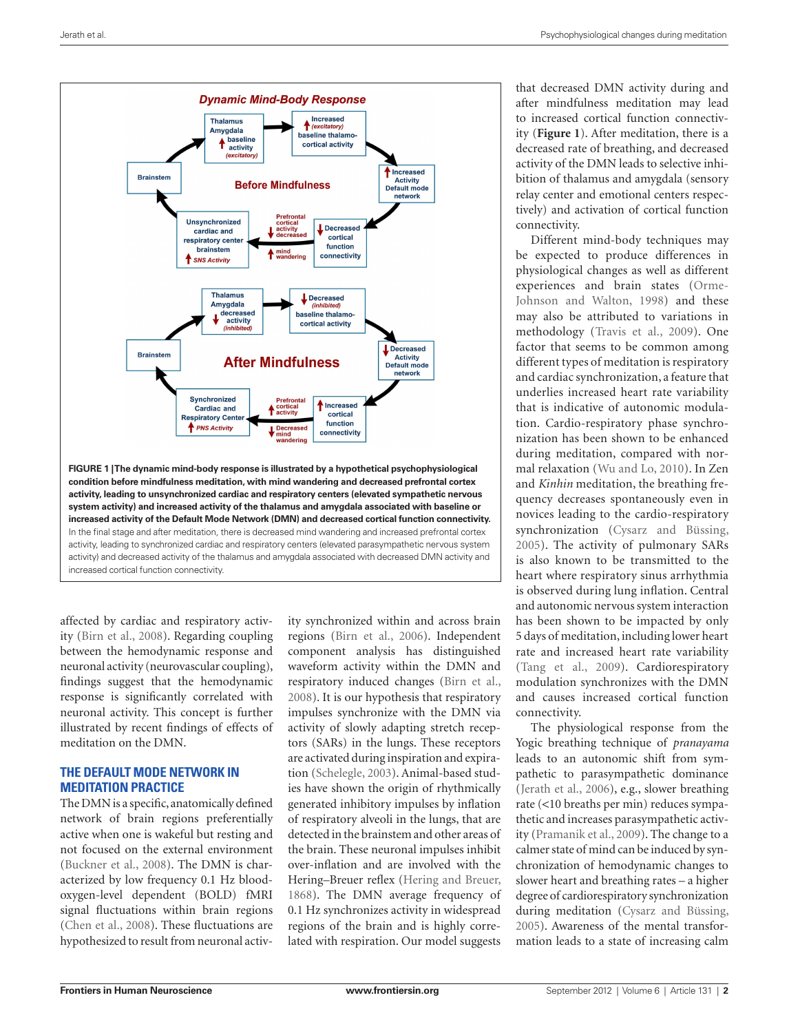FIGURE 1 | **The dynamic mind-body response is illustrated by a hypothetical psychophysiological condition before mindfulness meditation, with mind wandering and decreased prefrontal cortex activity, leading to unsynchronized cardiac and respiratory centers (elevated sympathetic nervous system activity) and increased activity of the thalamus and amygdala associated with baseline or increased activity of the Default Mode Network (DMN) and decreased cortical function connectivity.** In the final stage and after meditation, there is decreased mind wandering and increased prefrontal cortex activity, leading to synchronized cardiac and respiratory centers (elevated parasympathetic nervous system activity) and decreased activity of the thalamus and amygdala associated with decreased DMN activity and increased cortical function connectivity.

affected by cardiac and respiratory activity (Birn et al., 2008). Regarding coupling between the hemodynamic response and neuronal activity (neurovascular coupling), findings suggest that the hemodynamic response is significantly correlated with neuronal activity. This concept is further illustrated by recent findings of effects of meditation on the DMN.

## THE DEFAULT MODE NETWORK IN MEDITATION PRACTICE

The DMN is a specific, anatomically defined network of brain regions preferentially active when one is wakeful but resting and not focused on the external environment (Buckner et al., 2008). The DMN is characterized by low frequency 0.1 Hz blood-oxygen-level dependent (BOLD) fMRI signal fluctuations within brain regions (Chen et al., 2008). These fluctuations are hypothesized to result from neuronal activity synchronized within and across brain regions (Birn et al., 2006). Independent component analysis has distinguished waveform activity within the DMN and respiratory induced changes (Birn et al., 2008). It is our hypothesis that respiratory impulses synchronize with the DMN via activity of slowly adapting stretch receptors (SARs) in the lungs. These receptors are activated during inspiration and expiration (Schelegle, 2003). Animal-based studies have shown the origin of rhythmically generated inhibitory impulses by inflation of respiratory alveoli in the lungs, that are detected in the brainstem and other areas of the brain. These neuronal impulses inhibit over-inflation and are involved with the Hering–Breuer reflex (Hering and Breuer, 1868). The DMN average frequency of 0.1 Hz synchronizes activity in widespread regions of the brain and is highly correlated with respiration. Our model suggests that decreased DMN activity during and after mindfulness meditation may lead to increased cortical function connectivity (**Figure 1**). After meditation, there is a decreased rate of breathing, and decreased activity of the DMN leads to selective inhibition of thalamus and amygdala (sensory relay center and emotional centers respectively) and activation of cortical function connectivity.

Different mind-body techniques may be expected to produce differences in physiological changes as well as different experiences and brain states (Orme-Johnson and Walton, 1998) and these may also be attributed to variations in methodology (Travis et al., 2009). One factor that seems to be common among different types of meditation is respiratory and cardiac synchronization, a feature that underlies increased heart rate variability that is indicative of autonomic modulation. Cardio-respiratory phase synchronization has been shown to be enhanced during meditation, compared with normal relaxation (Wu and Lo, 2010). In Zen and *Kinhin* meditation, the breathing frequency decreases spontaneously even in novices leading to the cardio-respiratory synchronization (Cysarz and Büssing, 2005). The activity of pulmonary SARs is also known to be transmitted to the heart where respiratory sinus arrhythmia is observed during lung inflation. Central and autonomic nervous system interaction has been shown to be impacted by only 5 days of meditation, including lower heart rate and increased heart rate variability (Tang et al., 2009). Cardiorespiratory modulation synchronizes with the DMN and causes increased cortical function connectivity.

The physiological response from the Yogic breathing technique of *pranayama* leads to an autonomic shift from sympathetic to parasympathetic dominance (Jerath et al., 2006), e.g., slower breathing rate (<10 breaths per min) reduces sympathetic and increases parasympathetic activity (Pramanik et al., 2009). The change to a calmer state of mind can be induced by synchronization of hemodynamic changes to slower heart and breathing rates – a higher degree of cardiorespiratory synchronization during meditation (Cysarz and Büssing, 2005). Awareness of the mental transformation leads to a state of increasing calm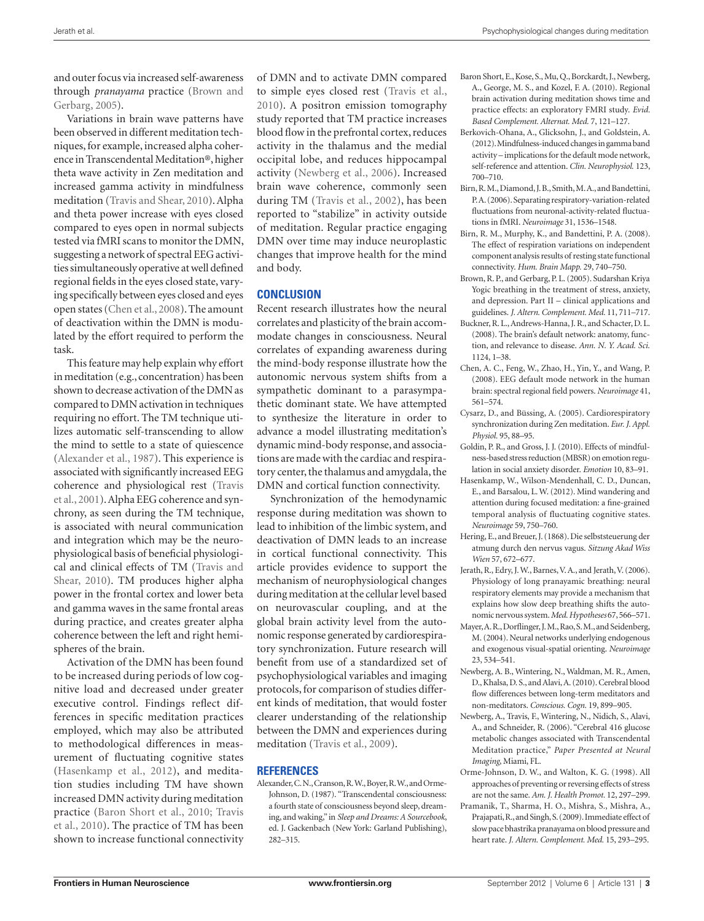and outer focus via increased self-awareness through *pranayama* practice (Brown and Gerbarg, 2005).

Variations in brain wave patterns have been observed in different meditation techniques, for example, increased alpha coherence in Transcendental Meditation®, higher theta wave activity in Zen meditation and increased gamma activity in mindfulness meditation (Travis and Shear, 2010). Alpha and theta power increase with eyes closed compared to eyes open in normal subjects tested via fMRI scans to monitor the DMN, suggesting a network of spectral EEG activities simultaneously operative at well defined regional fields in the eyes closed state, varying specifically between eyes closed and eyes open states (Chen et al., 2008). The amount of deactivation within the DMN is modulated by the effort required to perform the task.

This feature may help explain why effort in meditation (e.g., concentration) has been shown to decrease activation of the DMN as compared to DMN activation in techniques requiring no effort. The TM technique utilizes automatic self-transcending to allow the mind to settle to a state of quiescence (Alexander et al., 1987). This experience is associated with significantly increased EEG coherence and physiological rest (Travis et al., 2001). Alpha EEG coherence and synchrony, as seen during the TM technique, is associated with neural communication and integration which may be the neurophysiological basis of beneficial physiological and clinical effects of TM (Travis and Shear, 2010). TM produces higher alpha power in the frontal cortex and lower beta and gamma waves in the same frontal areas during practice, and creates greater alpha coherence between the left and right hemispheres of the brain.

Activation of the DMN has been found to be increased during periods of low cognitive load and decreased under greater executive control. Findings reflect differences in specific meditation practices employed, which may also be attributed to methodological differences in measurement of fluctuating cognitive states (Hasenkamp et al., 2012), and meditation studies including TM have shown increased DMN activity during meditation practice (Baron Short et al., 2010; Travis et al., 2010). The practice of TM has been shown to increase functional connectivity of DMN and to activate DMN compared to simple eyes closed rest (Travis et al., 2010). A positron emission tomography study reported that TM practice increases blood flow in the prefrontal cortex, reduces activity in the thalamus and the medial occipital lobe, and reduces hippocampal activity (Newberg et al., 2006). Increased brain wave coherence, commonly seen during TM (Travis et al., 2002), has been reported to "stabilize" in activity outside of meditation. Regular practice engaging DMN over time may induce neuroplastic changes that improve health for the mind and body.

## CONCLUSION

Recent research illustrates how the neural correlates and plasticity of the brain accommodate changes in consciousness. Neural correlates of expanding awareness during the mind-body response illustrate how the autonomic nervous system shifts from a sympathetic dominant to a parasympathetic dominant state. We have attempted to synthesize the literature in order to advance a model illustrating meditation's dynamic mind-body response, and associations are made with the cardiac and respiratory center, the thalamus and amygdala, the DMN and cortical function connectivity.

Synchronization of the hemodynamic response during meditation was shown to lead to inhibition of the limbic system, and deactivation of DMN leads to an increase in cortical functional connectivity. This article provides evidence to support the mechanism of neurophysiological changes during meditation at the cellular level based on neurovascular coupling, and at the global brain activity level from the autonomic response generated by cardiorespiratory synchronization. Future research will benefit from use of a standardized set of psychophysiological variables and imaging protocols, for comparison of studies different kinds of meditation, that would foster clearer understanding of the relationship between the DMN and experiences during meditation (Travis et al., 2009).

## REFERENCES

Alexander, C. N., Cranson, R. W., Boyer, R. W., and Orme-Johnson, D. (1987). "Transcendental consciousness: a fourth state of consciousness beyond sleep, dreaming, and waking," in *Sleep and Dreams: A Sourcebook*, ed. J. Gackenbach (New York: Garland Publishing), 282–315.

Baron Short, E., Kose, S., Mu, Q., Borckardt, J., Newberg, A., George, M. S., and Kozel, F. A. (2010). Regional brain activation during meditation shows time and practice effects: an exploratory FMRI study. *Evid. Based Complement. Alternat. Med.* 7, 121–127.

Berkovich-Ohana, A., Glicksohn, J., and Goldstein, A. (2012). Mindfulness-induced changes in gamma band activity – implications for the default mode network, self-reference and attention. *Clin. Neurophysiol.* 123, 700–710.

Birn, R. M., Diamond, J. B., Smith, M. A., and Bandettini, P. A. (2006). Separating respiratory-variation-related fluctuations from neuronal-activity-related fluctuations in fMRI. *Neuroimage* 31, 1536–1548.

Birn, R. M., Murphy, K., and Bandettini, P. A. (2008). The effect of respiration variations on independent component analysis results of resting state functional connectivity. *Hum. Brain Mapp.* 29, 740–750.

Brown, R. P., and Gerbarg, P. L. (2005). Sudarshan Kriya Yogic breathing in the treatment of stress, anxiety, and depression. Part II – clinical applications and guidelines. *J. Altern. Complement. Med.* 11, 711–717.

Buckner, R. L., Andrews-Hanna, J. R., and Schacter, D. L. (2008). The brain's default network: anatomy, function, and relevance to disease. *Ann. N. Y. Acad. Sci.* 1124, 1–38.

Chen, A. C., Feng, W., Zhao, H., Yin, Y., and Wang, P. (2008). EEG default mode network in the human brain: spectral regional field powers. *Neuroimage* 41, 561–574.

Cysarz, D., and Büssing, A. (2005). Cardiorespiratory synchronization during Zen meditation. *Eur. J. Appl. Physiol.* 95, 88–95.

Goldin, P. R., and Gross, J. J. (2010). Effects of mindfulness-based stress reduction (MBSR) on emotion regulation in social anxiety disorder. *Emotion* 10, 83–91.

Hasenkamp, W., Wilson-Mendenhall, C. D., Duncan, E., and Barsalou, L. W. (2012). Mind wandering and attention during focused meditation: a fine-grained temporal analysis of fluctuating cognitive states. *Neuroimage* 59, 750–760.

Hering, E., and Breuer, J. (1868). Die selbststeuerung der atmung durch den nervus vagus. *Sitzung Akad Wiss Wien* 57, 672–677.

Jerath, R., Edry, J. W., Barnes, V. A., and Jerath, V. (2006). Physiology of long pranayamic breathing: neural respiratory elements may provide a mechanism that explains how slow deep breathing shifts the autonomic nervous system. *Med. Hypotheses* 67, 566–571.

Mayer, A. R., Dorflinger, J. M., Rao, S. M., and Seidenberg, M. (2004). Neural networks underlying endogenous and exogenous visual-spatial orienting. *Neuroimage* 23, 534–541.

Newberg, A. B., Wintering, N., Waldman, M. R., Amen, D., Khalsa, D. S., and Alavi, A. (2010). Cerebral blood flow differences between long-term meditators and non-meditators. *Conscious. Cogn.* 19, 899–905.

Newberg, A., Travis, F., Wintering, N., Nidich, S., Alavi, A., and Schneider, R. (2006). "Cerebral 416 glucose metabolic changes associated with Transcendental Meditation practice," *Paper Presented at Neural Imaging*, Miami, FL.

Orme-Johnson, D. W., and Walton, K. G. (1998). All approaches of preventing or reversing effects of stress are not the same. *Am. J. Health Promot.* 12, 297–299.

Pramanik, T., Sharma, H. O., Mishra, S., Mishra, A., Prajapati, R., and Singh, S. (2009). Immediate effect of slow pace bhastrika pranayama on blood pressure and heart rate. *J. Altern. Complement. Med.* 15, 293–295.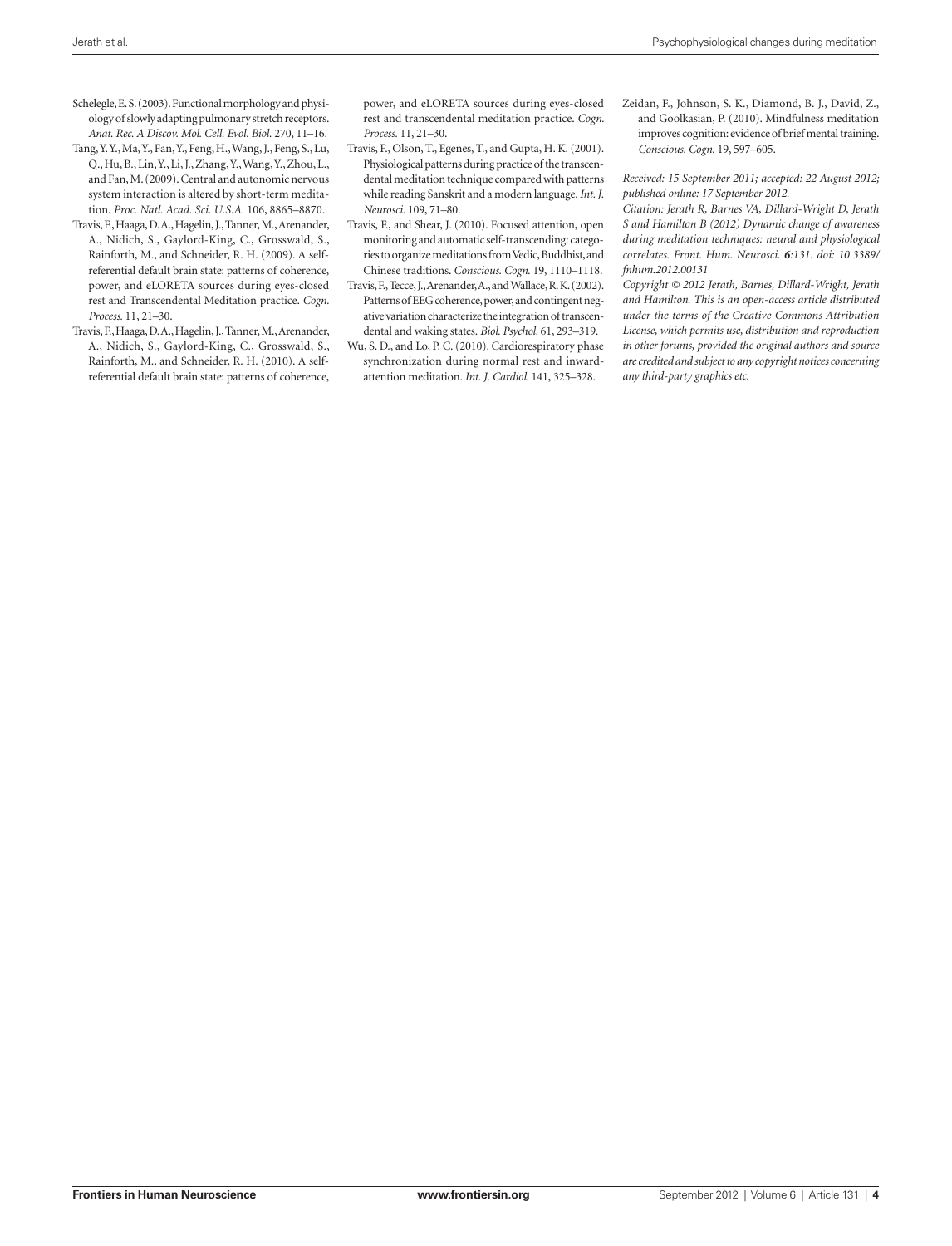Schelegle, E. S. (2003). Functional morphology and physiology of slowly adapting pulmonary stretch receptors. *Anat. Rec. A Discov. Mol. Cell. Evol. Biol.* 270, 11–16.

Tang, Y. Y., Ma, Y., Fan, Y., Feng, H., Wang, J., Feng, S., Lu, Q., Hu, B., Lin, Y., Li, J., Zhang, Y., Wang, Y., Zhou, L., and Fan, M. (2009). Central and autonomic nervous system interaction is altered by short-term meditation. *Proc. Natl. Acad. Sci. U.S.A.* 106, 8865–8870.

Travis, F., Haaga, D. A., Hagelin, J., Tanner, M., Arenander, A., Nidich, S., Gaylord-King, C., Grosswald, S., Rainforth, M., and Schneider, R. H. (2009). A self-referential default brain state: patterns of coherence, power, and eLORETA sources during eyes-closed rest and Transcendental Meditation practice. *Cogn. Process.* 11, 21–30.

Travis, F., Haaga, D. A., Hagelin, J., Tanner, M., Arenander, A., Nidich, S., Gaylord-King, C., Grosswald, S., Rainforth, M., and Schneider, R. H. (2010). A self-referential default brain state: patterns of coherence, power, and eLORETA sources during eyes-closed rest and transcendental meditation practice. *Cogn. Process.* 11, 21–30.

Travis, F., Olson, T., Egenes, T., and Gupta, H. K. (2001). Physiological patterns during practice of the transcendental meditation technique compared with patterns while reading Sanskrit and a modern language. *Int. J. Neurosci.* 109, 71–80.

Travis, F., and Shear, J. (2010). Focused attention, open monitoring and automatic self-transcending: categories to organize meditations from Vedic, Buddhist, and Chinese traditions. *Conscious. Cogn.* 19, 1110–1118.

Travis, F., Tecce, J., Arenander, A., and Wallace, R. K. (2002). Patterns of EEG coherence, power, and contingent negative variation characterize the integration of transcendental and waking states. *Biol. Psychol.* 61, 293–319.

Wu, S. D., and Lo, P. C. (2010). Cardiorespiratory phase synchronization during normal rest and inward-attention meditation. *Int. J. Cardiol.* 141, 325–328.

Zeidan, F., Johnson, S. K., Diamond, B. J., David, Z., and Goolkasian, P. (2010). Mindfulness meditation improves cognition: evidence of brief mental training. *Conscious. Cogn.* 19, 597–605.

*Received: 15 September 2011; accepted: 22 August 2012; published online: 17 September 2012.*

*Citation: Jerath R, Barnes VA, Dillard-Wright D, Jerath S and Hamilton B (2012) Dynamic change of awareness during meditation techniques: neural and physiological correlates. Front. Hum. Neurosci.* ***6****:131. doi: 10.3389/fnhum.2012.00131*

*Copyright © 2012 Jerath, Barnes, Dillard-Wright, Jerath and Hamilton. This is an open-access article distributed under the terms of the Creative Commons Attribution License, which permits use, distribution and reproduction in other forums, provided the original authors and source are credited and subject to any copyright notices concerning any third-party graphics etc.*